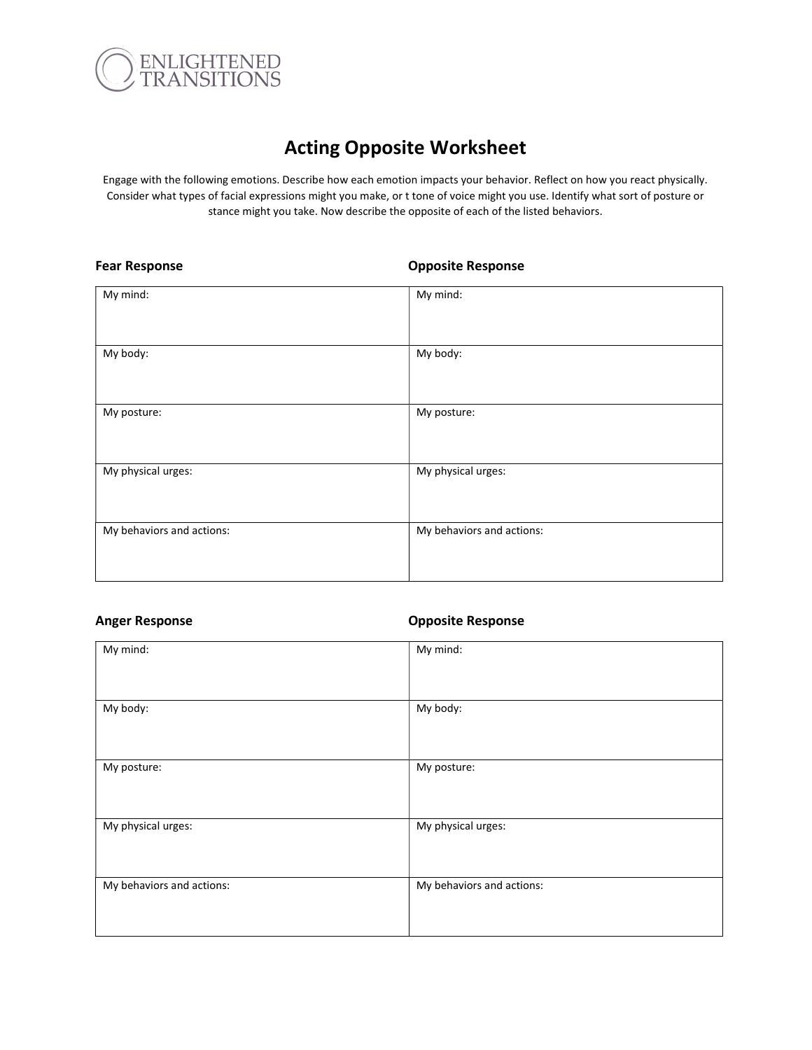ENLIGHTENED TRANSITIONS

# Acting Opposite Worksheet

Engage with the following emotions. Describe how each emotion impacts your behavior. Reflect on how you react physically. Consider what types of facial expressions might you make, or t tone of voice might you use. Identify what sort of posture or stance might you take. Now describe the opposite of each of the listed behaviors.

| **Fear Response** | **Opposite Response** |
|---|---|
| My mind: | My mind: |
| My body: | My body: |
| My posture: | My posture: |
| My physical urges: | My physical urges: |
| My behaviors and actions: | My behaviors and actions: |

| **Anger Response** | **Opposite Response** |
|---|---|
| My mind: | My mind: |
| My body: | My body: |
| My posture: | My posture: |
| My physical urges: | My physical urges: |
| My behaviors and actions: | My behaviors and actions: |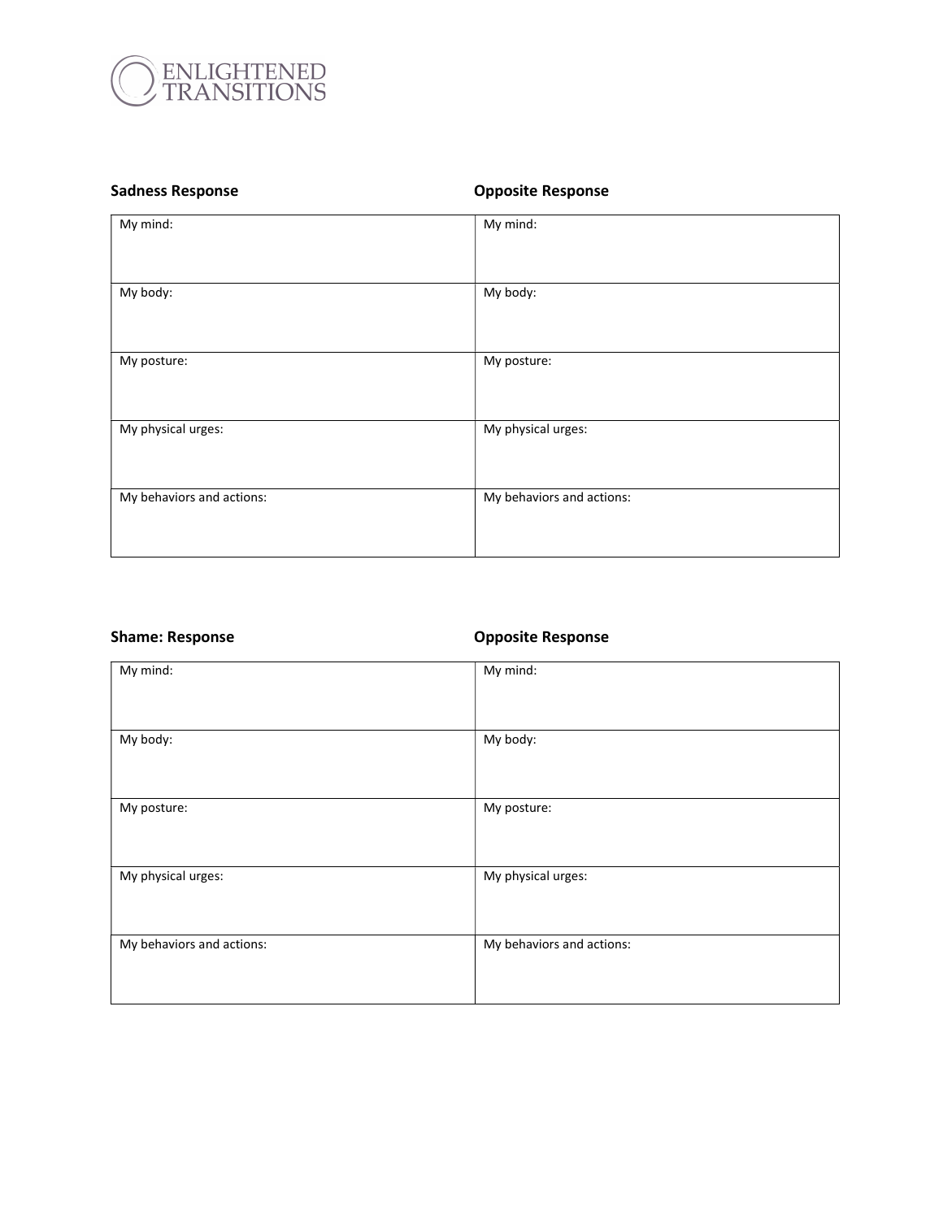| Sadness Response | Opposite Response |
| --- | --- |
| My mind: | My mind: |
| My body: | My body: |
| My posture: | My posture: |
| My physical urges: | My physical urges: |
| My behaviors and actions: | My behaviors and actions: |

| Shame: Response | Opposite Response |
| --- | --- |
| My mind: | My mind: |
| My body: | My body: |
| My posture: | My posture: |
| My physical urges: | My physical urges: |
| My behaviors and actions: | My behaviors and actions: |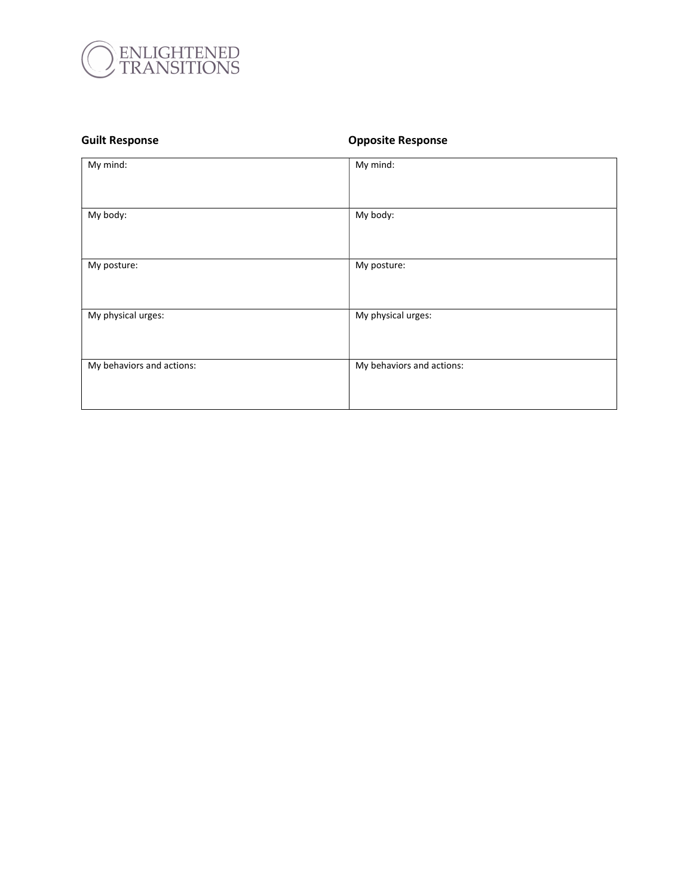| Guilt Response | Opposite Response |
| --- | --- |
| My mind: | My mind: |
| My body: | My body: |
| My posture: | My posture: |
| My physical urges: | My physical urges: |
| My behaviors and actions: | My behaviors and actions: |